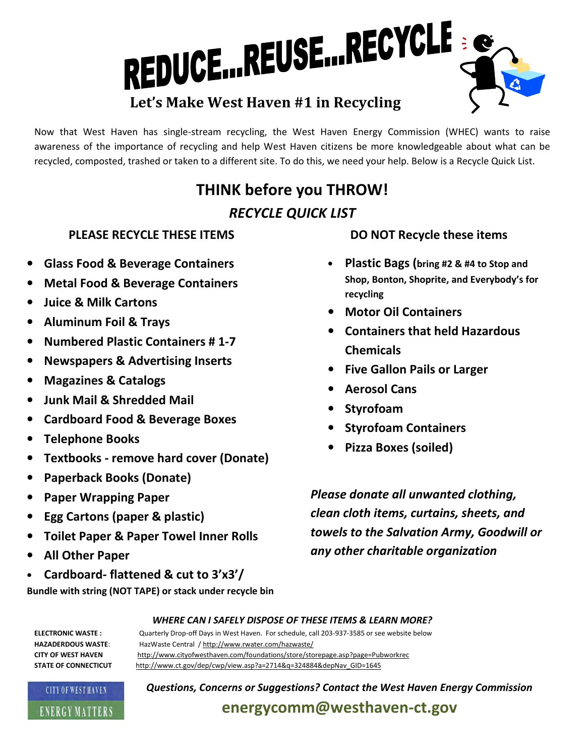# REDUCE...REUSE...RECYCLE

## Let's Make West Haven #1 in Recycling

Now that West Haven has single-stream recycling, the West Haven Energy Commission (WHEC) wants to raise awareness of the importance of recycling and help West Haven citizens be more knowledgeable about what can be recycled, composted, trashed or taken to a different site. To do this, we need your help. Below is a Recycle Quick List.

## THINK before you THROW!

### *RECYCLE QUICK LIST*

**PLEASE RECYCLE THESE ITEMS**

- **Glass Food & Beverage Containers**
- **Metal Food & Beverage Containers**
- **Juice & Milk Cartons**
- **Aluminum Foil & Trays**
- **Numbered Plastic Containers # 1-7**
- **Newspapers & Advertising Inserts**
- **Magazines & Catalogs**
- **Junk Mail & Shredded Mail**
- **Cardboard Food & Beverage Boxes**
- **Telephone Books**
- **Textbooks - remove hard cover (Donate)**
- **Paperback Books (Donate)**
- **Paper Wrapping Paper**
- **Egg Cartons (paper & plastic)**
- **Toilet Paper & Paper Towel Inner Rolls**
- **All Other Paper**
- **Cardboard- flattened & cut to 3'x3'/**

**Bundle with string (NOT TAPE) or stack under recycle bin**

**DO NOT Recycle these items**

- **Plastic Bags (bring #2 & #4 to Stop and Shop, Bonton, Shoprite, and Everybody's for recycling**
- **Motor Oil Containers**
- **Containers that held Hazardous Chemicals**
- **Five Gallon Pails or Larger**
- **Aerosol Cans**
- **Styrofoam**
- **Styrofoam Containers**
- **Pizza Boxes (soiled)**

***Please donate all unwanted clothing, clean cloth items, curtains, sheets, and towels to the Salvation Army, Goodwill or any other charitable organization***

***WHERE CAN I SAFELY DISPOSE OF THESE ITEMS & LEARN MORE?***

**ELECTRONIC WASTE :** Quarterly Drop-off Days in West Haven. For schedule, call 203-937-3585 or see website below

**HAZADERDOUS WASTE**: HazWaste Central / http://www.rwater.com/hazwaste/

**CITY OF WEST HAVEN** http://www.cityofwesthaven.com/foundations/store/storepage.asp?page=Pubworkrec

**STATE OF CONNECTICUT** http://www.ct.gov/dep/cwp/view.asp?a=2714&q=324884&depNav_GID=1645

CITY OF WEST HAVEN
ENERGY MATTERS

***Questions, Concerns or Suggestions? Contact the West Haven Energy Commission***

**energycomm@westhaven-ct.gov**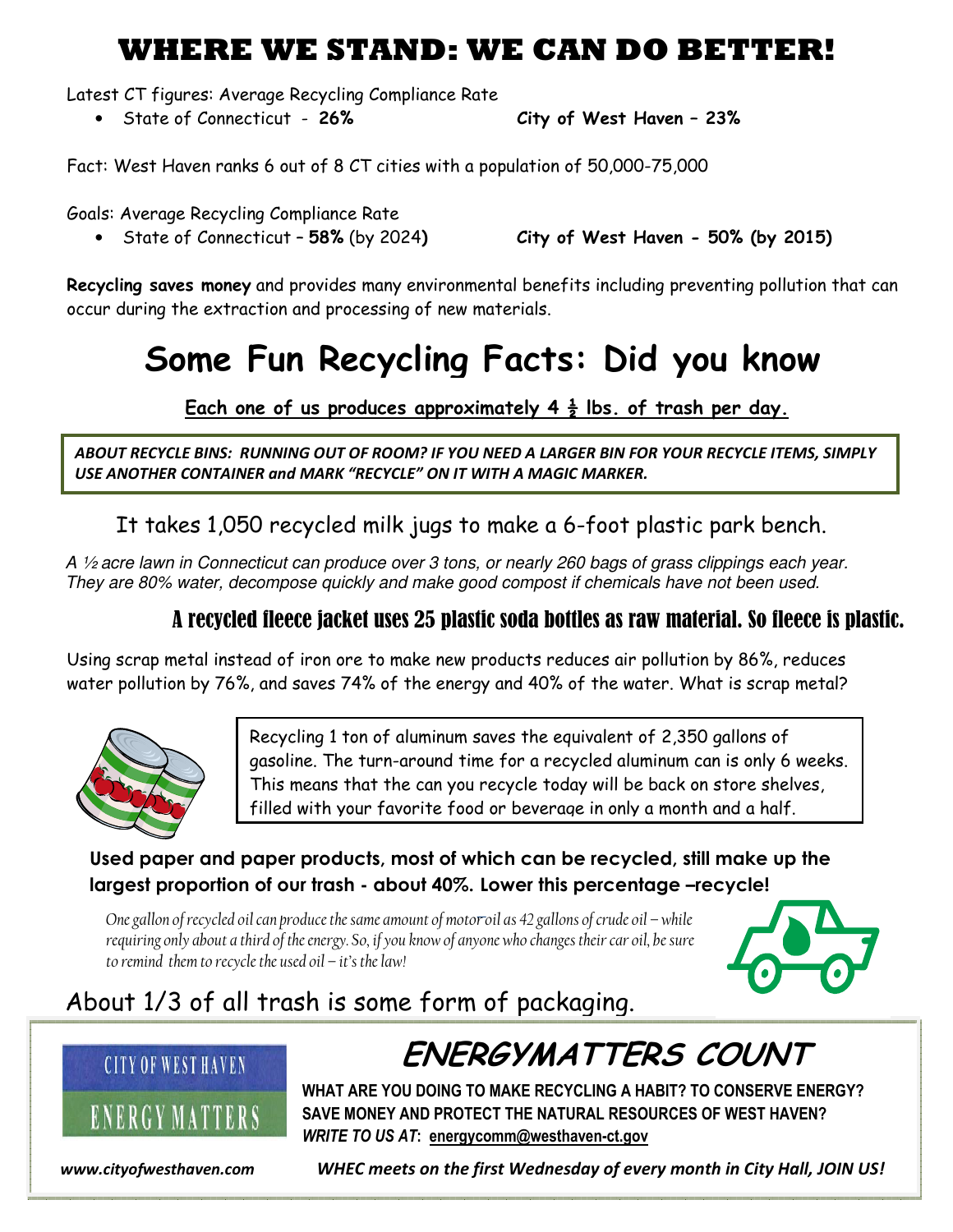# WHERE WE STAND: WE CAN DO BETTER!

Latest CT figures: Average Recycling Compliance Rate

- State of Connecticut - **26%** **City of West Haven – 23%**

Fact: West Haven ranks 6 out of 8 CT cities with a population of 50,000-75,000

Goals: Average Recycling Compliance Rate

- State of Connecticut – **58%** (by 2024**)** **City of West Haven - 50% (by 2015)**

**Recycling saves money** and provides many environmental benefits including preventing pollution that can occur during the extraction and processing of new materials.

# Some Fun Recycling Facts: Did you know

**<u>Each one of us produces approximately 4 ½ lbs. of trash per day.</u>**

***ABOUT RECYCLE BINS: RUNNING OUT OF ROOM? IF YOU NEED A LARGER BIN FOR YOUR RECYCLE ITEMS, SIMPLY USE ANOTHER CONTAINER and MARK "RECYCLE" ON IT WITH A MAGIC MARKER.***

It takes 1,050 recycled milk jugs to make a 6-foot plastic park bench.

*A ½ acre lawn in Connecticut can produce over 3 tons, or nearly 260 bags of grass clippings each year. They are 80% water, decompose quickly and make good compost if chemicals have not been used.*

A recycled fleece jacket uses 25 plastic soda bottles as raw material. So fleece is plastic.

Using scrap metal instead of iron ore to make new products reduces air pollution by 86%, reduces water pollution by 76%, and saves 74% of the energy and 40% of the water. What is scrap metal?

Recycling 1 ton of aluminum saves the equivalent of 2,350 gallons of gasoline. The turn-around time for a recycled aluminum can is only 6 weeks. This means that the can you recycle today will be back on store shelves, filled with your favorite food or beverage in only a month and a half.

**Used paper and paper products, most of which can be recycled, still make up the largest proportion of our trash - about 40%. Lower this percentage –recycle!**

*One gallon of recycled oil can produce the same amount of motor oil as 42 gallons of crude oil – while requiring only about a third of the energy. So, if you know of anyone who changes their car oil, be sure to remind them to recycle the used oil – it's the law!*

About 1/3 of all trash is some form of packaging.

CITY OF WEST HAVEN
ENERGY MATTERS

## *ENERGYMATTERS COUNT*

**WHAT ARE YOU DOING TO MAKE RECYCLING A HABIT? TO CONSERVE ENERGY? SAVE MONEY AND PROTECT THE NATURAL RESOURCES OF WEST HAVEN?**
***WRITE TO US AT*: <u>energycomm@westhaven-ct.gov</u>**

***www.cityofwesthaven.com*** ***WHEC meets on the first Wednesday of every month in City Hall, JOIN US!***